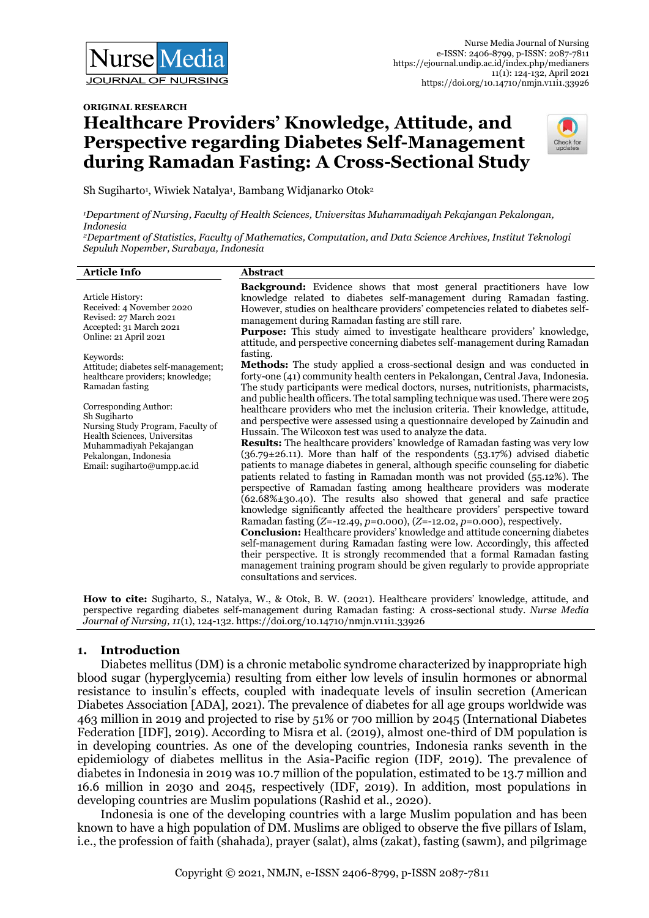ORIGINAL RESEARCH

# Healthcare Providers' Knowledge, Attitude, and Perspective regarding Diabetes Self-Management during Ramadan Fasting: A Cross-Sectional Study

Sh Sugiharto[1], Wiwiek Natalya[1], Bambang Widjanarko Otok[2]

[1]*Department of Nursing, Faculty of Health Sciences, Universitas Muhammadiyah Pekajangan Pekalongan, Indonesia*
[2]*Department of Statistics, Faculty of Mathematics, Computation, and Data Science Archives, Institut Teknologi Sepuluh Nopember, Surabaya, Indonesia*

**Article Info**

Article History:
Received: 4 November 2020
Revised: 27 March 2021
Accepted: 31 March 2021
Online: 21 April 2021

Keywords:
Attitude; diabetes self-management; healthcare providers; knowledge; Ramadan fasting

Corresponding Author:
Sh Sugiharto
Nursing Study Program, Faculty of Health Sciences, Universitas Muhammadiyah Pekajangan Pekalongan, Indonesia
Email: sugiharto@umpp.ac.id

**Abstract**

**Background:** Evidence shows that most general practitioners have low knowledge related to diabetes self-management during Ramadan fasting. However, studies on healthcare providers' competencies related to diabetes self-management during Ramadan fasting are still rare.
**Purpose:** This study aimed to investigate healthcare providers' knowledge, attitude, and perspective concerning diabetes self-management during Ramadan fasting.
**Methods:** The study applied a cross-sectional design and was conducted in forty-one (41) community health centers in Pekalongan, Central Java, Indonesia. The study participants were medical doctors, nurses, nutritionists, pharmacists, and public health officers. The total sampling technique was used. There were 205 healthcare providers who met the inclusion criteria. Their knowledge, attitude, and perspective were assessed using a questionnaire developed by Zainudin and Hussain. The Wilcoxon test was used to analyze the data.
**Results:** The healthcare providers' knowledge of Ramadan fasting was very low (36.79±26.11). More than half of the respondents (53.17%) advised diabetic patients to manage diabetes in general, although specific counseling for diabetic patients related to fasting in Ramadan month was not provided (55.12%). The perspective of Ramadan fasting among healthcare providers was moderate (62.68%±30.40). The results also showed that general and safe practice knowledge significantly affected the healthcare providers' perspective toward Ramadan fasting ($Z$=-12.49, $p$=0.000), ($Z$=-12.02, $p$=0.000), respectively.
**Conclusion:** Healthcare providers' knowledge and attitude concerning diabetes self-management during Ramadan fasting were low. Accordingly, this affected their perspective. It is strongly recommended that a formal Ramadan fasting management training program should be given regularly to provide appropriate consultations and services.

**How to cite:** Sugiharto, S., Natalya, W., & Otok, B. W. (2021). Healthcare providers' knowledge, attitude, and perspective regarding diabetes self-management during Ramadan fasting: A cross-sectional study. *Nurse Media Journal of Nursing, 11*(1), 124-132. https://doi.org/10.14710/nmjn.v11i1.33926

## 1. Introduction

Diabetes mellitus (DM) is a chronic metabolic syndrome characterized by inappropriate high blood sugar (hyperglycemia) resulting from either low levels of insulin hormones or abnormal resistance to insulin's effects, coupled with inadequate levels of insulin secretion (American Diabetes Association [ADA], 2021). The prevalence of diabetes for all age groups worldwide was 463 million in 2019 and projected to rise by 51% or 700 million by 2045 (International Diabetes Federation [IDF], 2019). According to Misra et al. (2019), almost one-third of DM population is in developing countries. As one of the developing countries, Indonesia ranks seventh in the epidemiology of diabetes mellitus in the Asia-Pacific region (IDF, 2019). The prevalence of diabetes in Indonesia in 2019 was 10.7 million of the population, estimated to be 13.7 million and 16.6 million in 2030 and 2045, respectively (IDF, 2019). In addition, most populations in developing countries are Muslim populations (Rashid et al., 2020).

Indonesia is one of the developing countries with a large Muslim population and has been known to have a high population of DM. Muslims are obliged to observe the five pillars of Islam, i.e., the profession of faith (shahada), prayer (salat), alms (zakat), fasting (sawm), and pilgrimage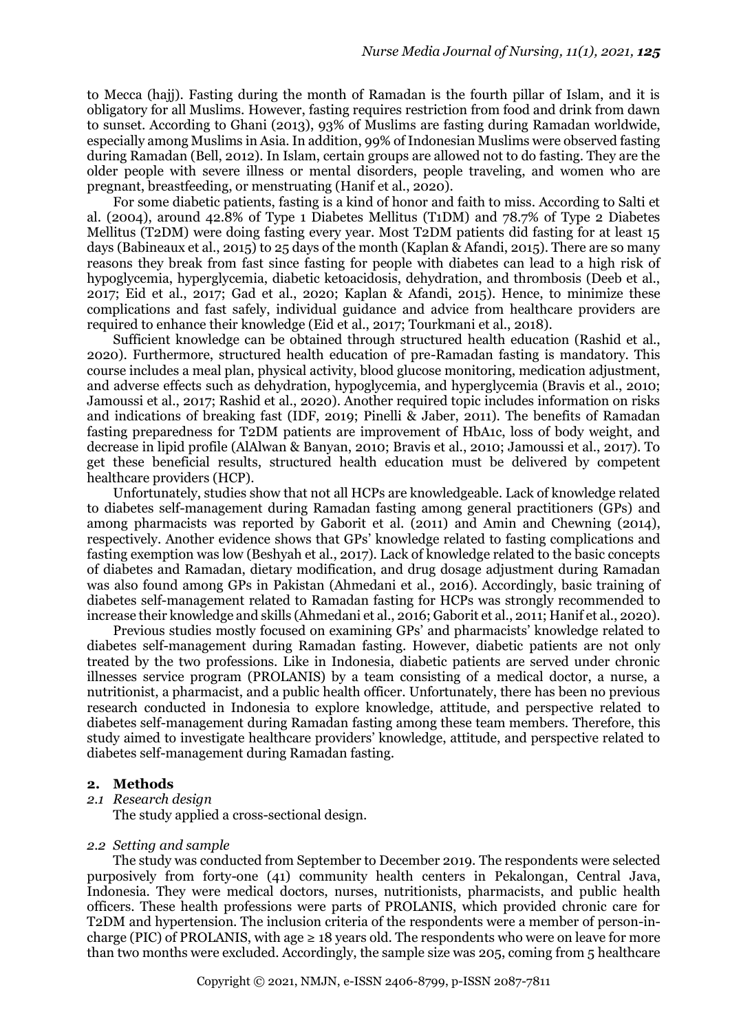to Mecca (hajj). Fasting during the month of Ramadan is the fourth pillar of Islam, and it is obligatory for all Muslims. However, fasting requires restriction from food and drink from dawn to sunset. According to Ghani (2013), 93% of Muslims are fasting during Ramadan worldwide, especially among Muslims in Asia. In addition, 99% of Indonesian Muslims were observed fasting during Ramadan (Bell, 2012). In Islam, certain groups are allowed not to do fasting. They are the older people with severe illness or mental disorders, people traveling, and women who are pregnant, breastfeeding, or menstruating (Hanif et al., 2020).

For some diabetic patients, fasting is a kind of honor and faith to miss. According to Salti et al. (2004), around 42.8% of Type 1 Diabetes Mellitus (T1DM) and 78.7% of Type 2 Diabetes Mellitus (T2DM) were doing fasting every year. Most T2DM patients did fasting for at least 15 days (Babineaux et al., 2015) to 25 days of the month (Kaplan & Afandi, 2015). There are so many reasons they break from fast since fasting for people with diabetes can lead to a high risk of hypoglycemia, hyperglycemia, diabetic ketoacidosis, dehydration, and thrombosis (Deeb et al., 2017; Eid et al., 2017; Gad et al., 2020; Kaplan & Afandi, 2015). Hence, to minimize these complications and fast safely, individual guidance and advice from healthcare providers are required to enhance their knowledge (Eid et al., 2017; Tourkmani et al., 2018).

Sufficient knowledge can be obtained through structured health education (Rashid et al., 2020). Furthermore, structured health education of pre-Ramadan fasting is mandatory. This course includes a meal plan, physical activity, blood glucose monitoring, medication adjustment, and adverse effects such as dehydration, hypoglycemia, and hyperglycemia (Bravis et al., 2010; Jamoussi et al., 2017; Rashid et al., 2020). Another required topic includes information on risks and indications of breaking fast (IDF, 2019; Pinelli & Jaber, 2011). The benefits of Ramadan fasting preparedness for T2DM patients are improvement of HbA1c, loss of body weight, and decrease in lipid profile (AlAlwan & Banyan, 2010; Bravis et al., 2010; Jamoussi et al., 2017). To get these beneficial results, structured health education must be delivered by competent healthcare providers (HCP).

Unfortunately, studies show that not all HCPs are knowledgeable. Lack of knowledge related to diabetes self-management during Ramadan fasting among general practitioners (GPs) and among pharmacists was reported by Gaborit et al. (2011) and Amin and Chewning (2014), respectively. Another evidence shows that GPs' knowledge related to fasting complications and fasting exemption was low (Beshyah et al., 2017). Lack of knowledge related to the basic concepts of diabetes and Ramadan, dietary modification, and drug dosage adjustment during Ramadan was also found among GPs in Pakistan (Ahmedani et al., 2016). Accordingly, basic training of diabetes self-management related to Ramadan fasting for HCPs was strongly recommended to increase their knowledge and skills (Ahmedani et al., 2016; Gaborit et al., 2011; Hanif et al., 2020).

Previous studies mostly focused on examining GPs' and pharmacists' knowledge related to diabetes self-management during Ramadan fasting. However, diabetic patients are not only treated by the two professions. Like in Indonesia, diabetic patients are served under chronic illnesses service program (PROLANIS) by a team consisting of a medical doctor, a nurse, a nutritionist, a pharmacist, and a public health officer. Unfortunately, there has been no previous research conducted in Indonesia to explore knowledge, attitude, and perspective related to diabetes self-management during Ramadan fasting among these team members. Therefore, this study aimed to investigate healthcare providers' knowledge, attitude, and perspective related to diabetes self-management during Ramadan fasting.

## 2. Methods

### *2.1 Research design*

The study applied a cross-sectional design.

### *2.2 Setting and sample*

The study was conducted from September to December 2019. The respondents were selected purposively from forty-one (41) community health centers in Pekalongan, Central Java, Indonesia. They were medical doctors, nurses, nutritionists, pharmacists, and public health officers. These health professions were parts of PROLANIS, which provided chronic care for T2DM and hypertension. The inclusion criteria of the respondents were a member of person-in-charge (PIC) of PROLANIS, with age ≥ 18 years old. The respondents who were on leave for more than two months were excluded. Accordingly, the sample size was 205, coming from 5 healthcare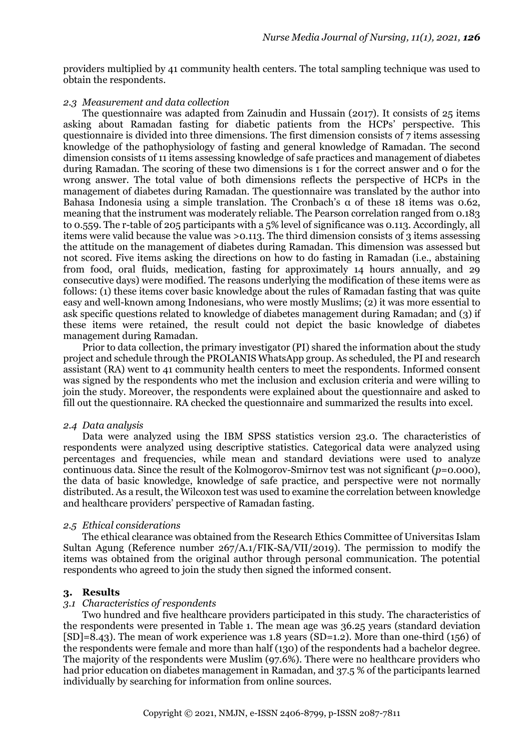providers multiplied by 41 community health centers. The total sampling technique was used to obtain the respondents.

### *2.3 Measurement and data collection*

The questionnaire was adapted from Zainudin and Hussain (2017). It consists of 25 items asking about Ramadan fasting for diabetic patients from the HCPs' perspective. This questionnaire is divided into three dimensions. The first dimension consists of 7 items assessing knowledge of the pathophysiology of fasting and general knowledge of Ramadan. The second dimension consists of 11 items assessing knowledge of safe practices and management of diabetes during Ramadan. The scoring of these two dimensions is 1 for the correct answer and 0 for the wrong answer. The total value of both dimensions reflects the perspective of HCPs in the management of diabetes during Ramadan. The questionnaire was translated by the author into Bahasa Indonesia using a simple translation. The Cronbach's α of these 18 items was 0.62, meaning that the instrument was moderately reliable. The Pearson correlation ranged from 0.183 to 0.559. The r-table of 205 participants with a 5% level of significance was 0.113. Accordingly, all items were valid because the value was >0.113. The third dimension consists of 3 items assessing the attitude on the management of diabetes during Ramadan. This dimension was assessed but not scored. Five items asking the directions on how to do fasting in Ramadan (i.e., abstaining from food, oral fluids, medication, fasting for approximately 14 hours annually, and 29 consecutive days) were modified. The reasons underlying the modification of these items were as follows: (1) these items cover basic knowledge about the rules of Ramadan fasting that was quite easy and well-known among Indonesians, who were mostly Muslims; (2) it was more essential to ask specific questions related to knowledge of diabetes management during Ramadan; and (3) if these items were retained, the result could not depict the basic knowledge of diabetes management during Ramadan.

Prior to data collection, the primary investigator (PI) shared the information about the study project and schedule through the PROLANIS WhatsApp group. As scheduled, the PI and research assistant (RA) went to 41 community health centers to meet the respondents. Informed consent was signed by the respondents who met the inclusion and exclusion criteria and were willing to join the study. Moreover, the respondents were explained about the questionnaire and asked to fill out the questionnaire. RA checked the questionnaire and summarized the results into excel.

### *2.4 Data analysis*

Data were analyzed using the IBM SPSS statistics version 23.0. The characteristics of respondents were analyzed using descriptive statistics. Categorical data were analyzed using percentages and frequencies, while mean and standard deviations were used to analyze continuous data. Since the result of the Kolmogorov-Smirnov test was not significant ($p$=0.000), the data of basic knowledge, knowledge of safe practice, and perspective were not normally distributed. As a result, the Wilcoxon test was used to examine the correlation between knowledge and healthcare providers' perspective of Ramadan fasting.

### *2.5 Ethical considerations*

The ethical clearance was obtained from the Research Ethics Committee of Universitas Islam Sultan Agung (Reference number 267/A.1/FIK-SA/VII/2019). The permission to modify the items was obtained from the original author through personal communication. The potential respondents who agreed to join the study then signed the informed consent.

## 3. Results

### *3.1 Characteristics of respondents*

Two hundred and five healthcare providers participated in this study. The characteristics of the respondents were presented in Table 1. The mean age was 36.25 years (standard deviation [SD]=8.43). The mean of work experience was 1.8 years (SD=1.2). More than one-third (156) of the respondents were female and more than half (130) of the respondents had a bachelor degree. The majority of the respondents were Muslim (97.6%). There were no healthcare providers who had prior education on diabetes management in Ramadan, and 37.5 % of the participants learned individually by searching for information from online sources.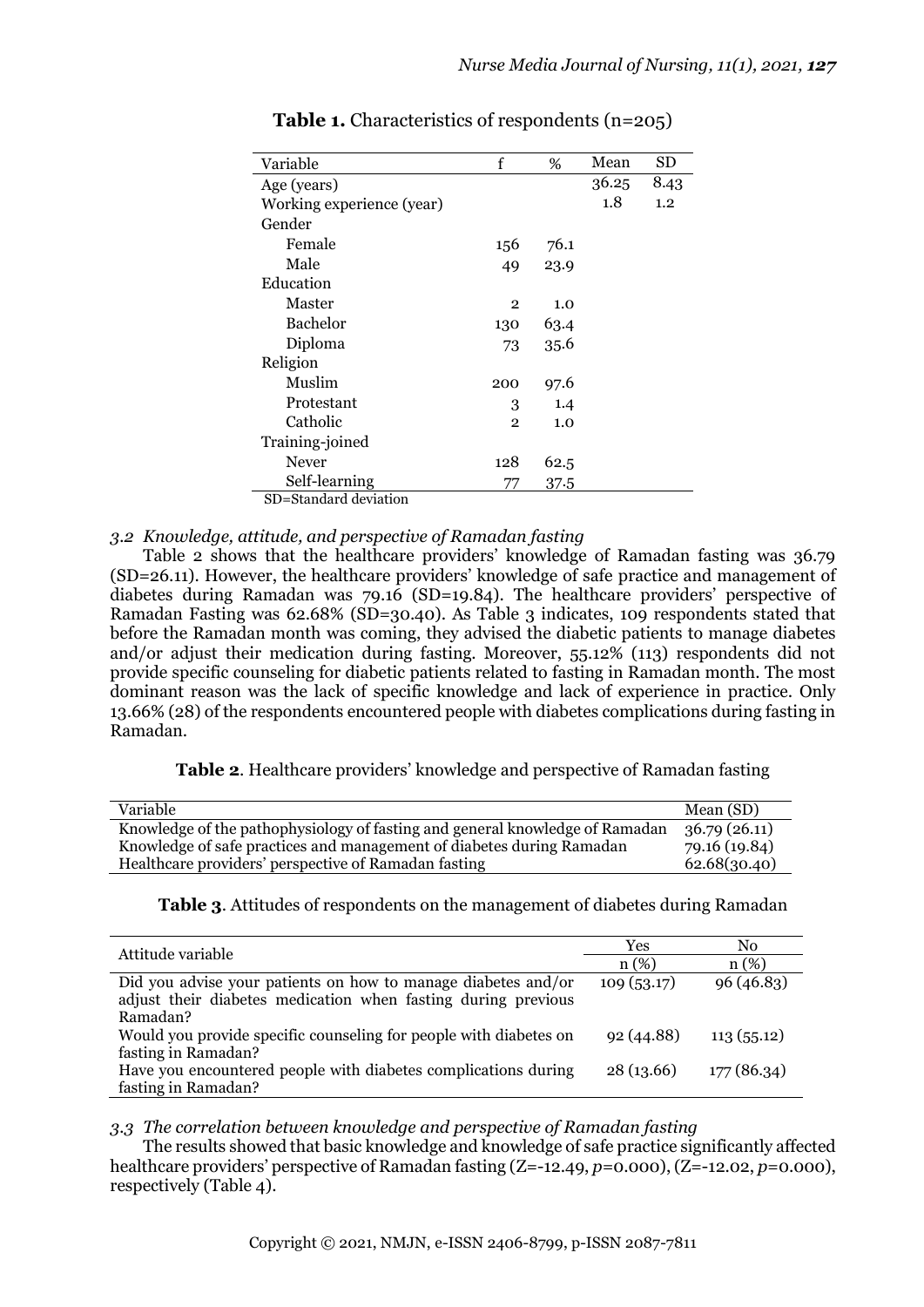**Table 1.** Characteristics of respondents (n=205)

| Variable | f | % | Mean | SD |
|---|---|---|---|---|
| Age (years) | | | 36.25 | 8.43 |
| Working experience (year) | | | 1.8 | 1.2 |
| Gender | | | | |
| Female | 156 | 76.1 | | |
| Male | 49 | 23.9 | | |
| Education | | | | |
| Master | 2 | 1.0 | | |
| Bachelor | 130 | 63.4 | | |
| Diploma | 73 | 35.6 | | |
| Religion | | | | |
| Muslim | 200 | 97.6 | | |
| Protestant | 3 | 1.4 | | |
| Catholic | 2 | 1.0 | | |
| Training-joined | | | | |
| Never | 128 | 62.5 | | |
| Self-learning | 77 | 37.5 | | |

SD=Standard deviation

### *3.2 Knowledge, attitude, and perspective of Ramadan fasting*

Table 2 shows that the healthcare providers' knowledge of Ramadan fasting was 36.79 (SD=26.11). However, the healthcare providers' knowledge of safe practice and management of diabetes during Ramadan was 79.16 (SD=19.84). The healthcare providers' perspective of Ramadan Fasting was 62.68% (SD=30.40). As Table 3 indicates, 109 respondents stated that before the Ramadan month was coming, they advised the diabetic patients to manage diabetes and/or adjust their medication during fasting. Moreover, 55.12% (113) respondents did not provide specific counseling for diabetic patients related to fasting in Ramadan month. The most dominant reason was the lack of specific knowledge and lack of experience in practice. Only 13.66% (28) of the respondents encountered people with diabetes complications during fasting in Ramadan.

**Table 2**. Healthcare providers' knowledge and perspective of Ramadan fasting

| Variable | Mean (SD) |
|---|---|
| Knowledge of the pathophysiology of fasting and general knowledge of Ramadan | 36.79 (26.11) |
| Knowledge of safe practices and management of diabetes during Ramadan | 79.16 (19.84) |
| Healthcare providers' perspective of Ramadan fasting | 62.68(30.40) |

**Table 3**. Attitudes of respondents on the management of diabetes during Ramadan

| Attitude variable | Yes | No |
|---|---|---|
| | n (%) | n (%) |
| Did you advise your patients on how to manage diabetes and/or adjust their diabetes medication when fasting during previous Ramadan? | 109 (53.17) | 96 (46.83) |
| Would you provide specific counseling for people with diabetes on fasting in Ramadan? | 92 (44.88) | 113 (55.12) |
| Have you encountered people with diabetes complications during fasting in Ramadan? | 28 (13.66) | 177 (86.34) |

### *3.3 The correlation between knowledge and perspective of Ramadan fasting*

The results showed that basic knowledge and knowledge of safe practice significantly affected healthcare providers' perspective of Ramadan fasting ($Z=-12.49$, $p=0.000$), ($Z=-12.02$, $p=0.000$), respectively (Table 4).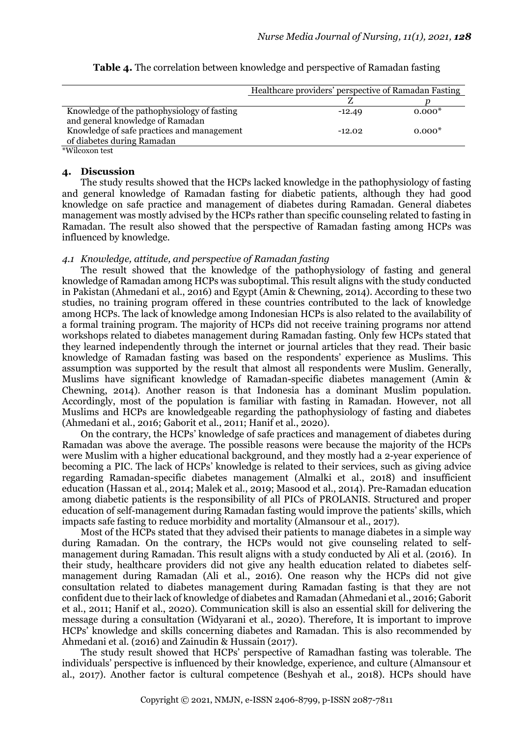**Table 4.** The correlation between knowledge and perspective of Ramadan fasting

| | Healthcare providers' perspective of Ramadan Fasting | |
|---|---|---|
| | Z | *p* |
| Knowledge of the pathophysiology of fasting and general knowledge of Ramadan | -12.49 | 0.000* |
| Knowledge of safe practices and management of diabetes during Ramadan | -12.02 | 0.000* |

*Wilcoxon test

## 4. Discussion

The study results showed that the HCPs lacked knowledge in the pathophysiology of fasting and general knowledge of Ramadan fasting for diabetic patients, although they had good knowledge on safe practice and management of diabetes during Ramadan. General diabetes management was mostly advised by the HCPs rather than specific counseling related to fasting in Ramadan. The result also showed that the perspective of Ramadan fasting among HCPs was influenced by knowledge.

### *4.1 Knowledge, attitude, and perspective of Ramadan fasting*

The result showed that the knowledge of the pathophysiology of fasting and general knowledge of Ramadan among HCPs was suboptimal. This result aligns with the study conducted in Pakistan (Ahmedani et al., 2016) and Egypt (Amin & Chewning, 2014). According to these two studies, no training program offered in these countries contributed to the lack of knowledge among HCPs. The lack of knowledge among Indonesian HCPs is also related to the availability of a formal training program. The majority of HCPs did not receive training programs nor attend workshops related to diabetes management during Ramadan fasting. Only few HCPs stated that they learned independently through the internet or journal articles that they read. Their basic knowledge of Ramadan fasting was based on the respondents' experience as Muslims. This assumption was supported by the result that almost all respondents were Muslim. Generally, Muslims have significant knowledge of Ramadan-specific diabetes management (Amin & Chewning, 2014). Another reason is that Indonesia has a dominant Muslim population. Accordingly, most of the population is familiar with fasting in Ramadan. However, not all Muslims and HCPs are knowledgeable regarding the pathophysiology of fasting and diabetes (Ahmedani et al., 2016; Gaborit et al., 2011; Hanif et al., 2020).

On the contrary, the HCPs' knowledge of safe practices and management of diabetes during Ramadan was above the average. The possible reasons were because the majority of the HCPs were Muslim with a higher educational background, and they mostly had a 2-year experience of becoming a PIC. The lack of HCPs' knowledge is related to their services, such as giving advice regarding Ramadan-specific diabetes management (Almalki et al., 2018) and insufficient education (Hassan et al., 2014; Malek et al., 2019; Masood et al., 2014). Pre-Ramadan education among diabetic patients is the responsibility of all PICs of PROLANIS. Structured and proper education of self-management during Ramadan fasting would improve the patients' skills, which impacts safe fasting to reduce morbidity and mortality (Almansour et al., 2017).

Most of the HCPs stated that they advised their patients to manage diabetes in a simple way during Ramadan. On the contrary, the HCPs would not give counseling related to self-management during Ramadan. This result aligns with a study conducted by Ali et al. (2016). In their study, healthcare providers did not give any health education related to diabetes self-management during Ramadan (Ali et al., 2016). One reason why the HCPs did not give consultation related to diabetes management during Ramadan fasting is that they are not confident due to their lack of knowledge of diabetes and Ramadan (Ahmedani et al., 2016; Gaborit et al., 2011; Hanif et al., 2020). Communication skill is also an essential skill for delivering the message during a consultation (Widyarani et al., 2020). Therefore, It is important to improve HCPs' knowledge and skills concerning diabetes and Ramadan. This is also recommended by Ahmedani et al. (2016) and Zainudin & Hussain (2017).

The study result showed that HCPs' perspective of Ramadhan fasting was tolerable. The individuals' perspective is influenced by their knowledge, experience, and culture (Almansour et al., 2017). Another factor is cultural competence (Beshyah et al., 2018). HCPs should have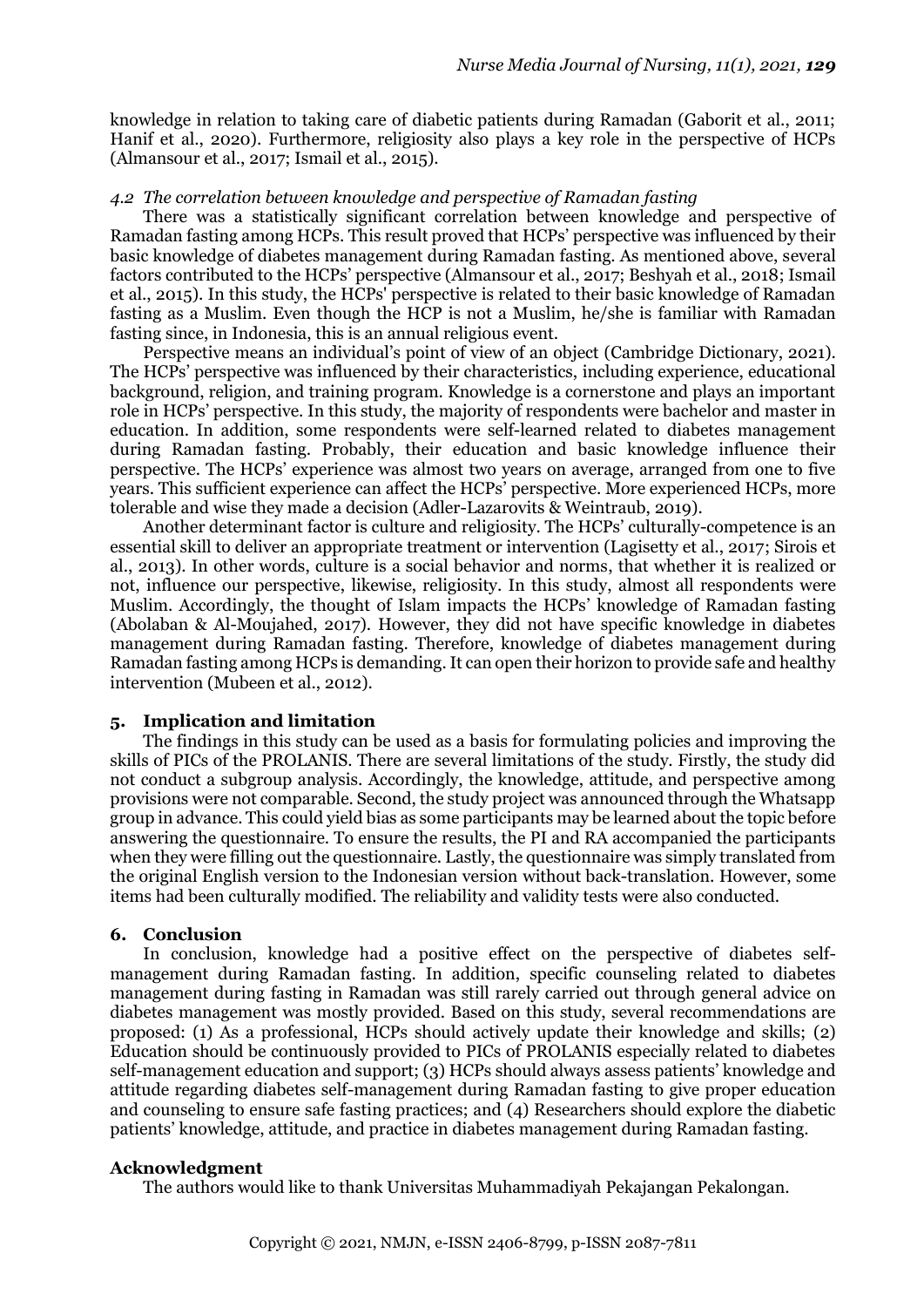knowledge in relation to taking care of diabetic patients during Ramadan (Gaborit et al., 2011; Hanif et al., 2020). Furthermore, religiosity also plays a key role in the perspective of HCPs (Almansour et al., 2017; Ismail et al., 2015).

### *4.2 The correlation between knowledge and perspective of Ramadan fasting*

There was a statistically significant correlation between knowledge and perspective of Ramadan fasting among HCPs. This result proved that HCPs' perspective was influenced by their basic knowledge of diabetes management during Ramadan fasting. As mentioned above, several factors contributed to the HCPs' perspective (Almansour et al., 2017; Beshyah et al., 2018; Ismail et al., 2015). In this study, the HCPs' perspective is related to their basic knowledge of Ramadan fasting as a Muslim. Even though the HCP is not a Muslim, he/she is familiar with Ramadan fasting since, in Indonesia, this is an annual religious event.

Perspective means an individual's point of view of an object (Cambridge Dictionary, 2021). The HCPs' perspective was influenced by their characteristics, including experience, educational background, religion, and training program. Knowledge is a cornerstone and plays an important role in HCPs' perspective. In this study, the majority of respondents were bachelor and master in education. In addition, some respondents were self-learned related to diabetes management during Ramadan fasting. Probably, their education and basic knowledge influence their perspective. The HCPs' experience was almost two years on average, arranged from one to five years. This sufficient experience can affect the HCPs' perspective. More experienced HCPs, more tolerable and wise they made a decision (Adler-Lazarovits & Weintraub, 2019).

Another determinant factor is culture and religiosity. The HCPs' culturally-competence is an essential skill to deliver an appropriate treatment or intervention (Lagisetty et al., 2017; Sirois et al., 2013). In other words, culture is a social behavior and norms, that whether it is realized or not, influence our perspective, likewise, religiosity. In this study, almost all respondents were Muslim. Accordingly, the thought of Islam impacts the HCPs' knowledge of Ramadan fasting (Abolaban & Al-Moujahed, 2017). However, they did not have specific knowledge in diabetes management during Ramadan fasting. Therefore, knowledge of diabetes management during Ramadan fasting among HCPs is demanding. It can open their horizon to provide safe and healthy intervention (Mubeen et al., 2012).

## 5. Implication and limitation

The findings in this study can be used as a basis for formulating policies and improving the skills of PICs of the PROLANIS. There are several limitations of the study. Firstly, the study did not conduct a subgroup analysis. Accordingly, the knowledge, attitude, and perspective among provisions were not comparable. Second, the study project was announced through the Whatsapp group in advance. This could yield bias as some participants may be learned about the topic before answering the questionnaire. To ensure the results, the PI and RA accompanied the participants when they were filling out the questionnaire. Lastly, the questionnaire was simply translated from the original English version to the Indonesian version without back-translation. However, some items had been culturally modified. The reliability and validity tests were also conducted.

## 6. Conclusion

In conclusion, knowledge had a positive effect on the perspective of diabetes self-management during Ramadan fasting. In addition, specific counseling related to diabetes management during fasting in Ramadan was still rarely carried out through general advice on diabetes management was mostly provided. Based on this study, several recommendations are proposed: (1) As a professional, HCPs should actively update their knowledge and skills; (2) Education should be continuously provided to PICs of PROLANIS especially related to diabetes self-management education and support; (3) HCPs should always assess patients' knowledge and attitude regarding diabetes self-management during Ramadan fasting to give proper education and counseling to ensure safe fasting practices; and (4) Researchers should explore the diabetic patients' knowledge, attitude, and practice in diabetes management during Ramadan fasting.

## Acknowledgment

The authors would like to thank Universitas Muhammadiyah Pekajangan Pekalongan.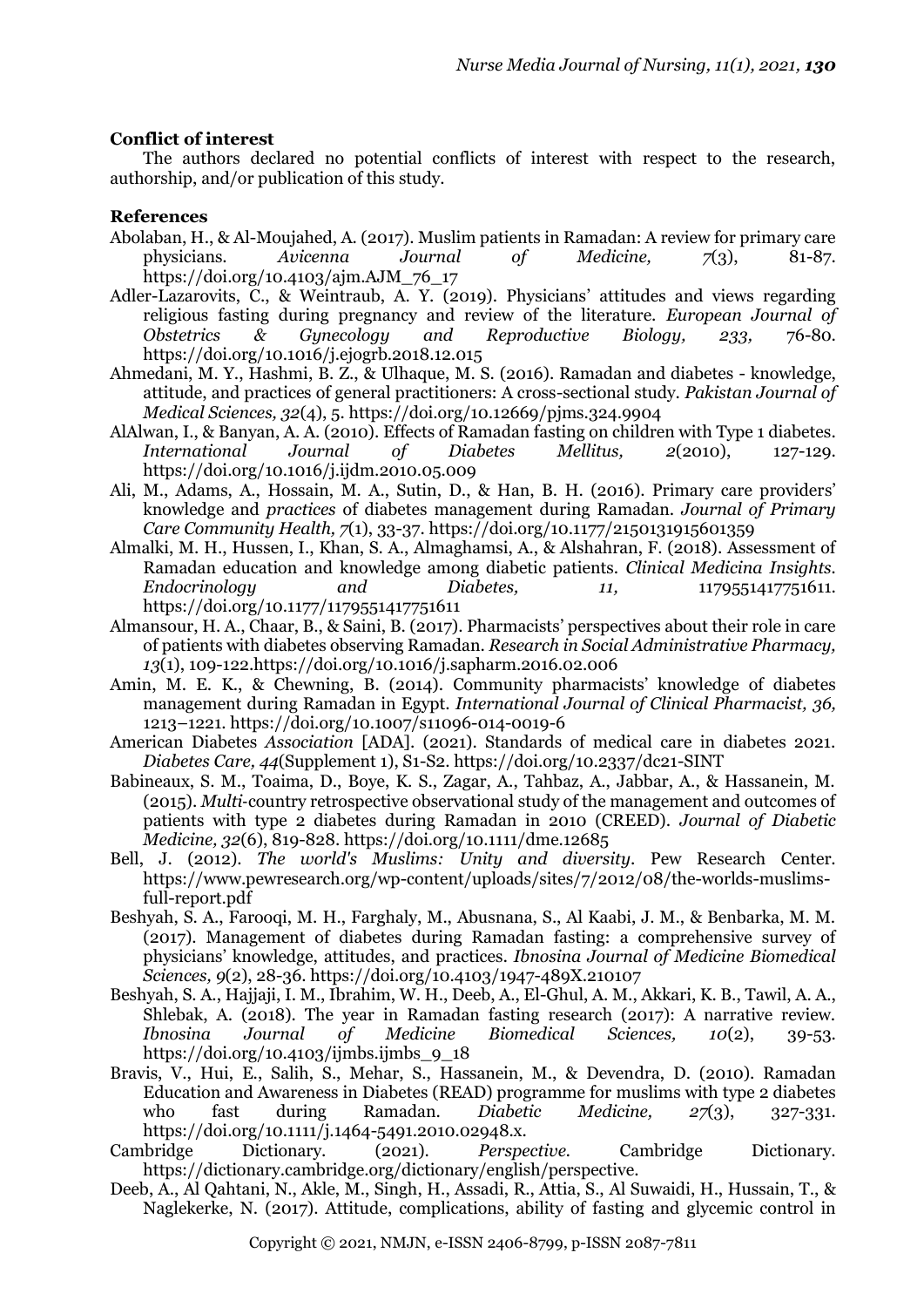**Conflict of interest**

The authors declared no potential conflicts of interest with respect to the research, authorship, and/or publication of this study.

**References**

Abolaban, H., & Al-Moujahed, A. (2017). Muslim patients in Ramadan: A review for primary care physicians. *Avicenna Journal of Medicine, 7*(3), 81-87. https://doi.org/10.4103/ajm.AJM_76_17

Adler-Lazarovits, C., & Weintraub, A. Y. (2019). Physicians' attitudes and views regarding religious fasting during pregnancy and review of the literature. *European Journal of Obstetrics & Gynecology and Reproductive Biology, 233,* 76-80. https://doi.org/10.1016/j.ejogrb.2018.12.015

Ahmedani, M. Y., Hashmi, B. Z., & Ulhaque, M. S. (2016). Ramadan and diabetes - knowledge, attitude, and practices of general practitioners: A cross-sectional study. *Pakistan Journal of Medical Sciences, 32*(4), 5. https://doi.org/10.12669/pjms.324.9904

AlAlwan, I., & Banyan, A. A. (2010). Effects of Ramadan fasting on children with Type 1 diabetes. *International Journal of Diabetes Mellitus, 2*(2010), 127-129. https://doi.org/10.1016/j.ijdm.2010.05.009

Ali, M., Adams, A., Hossain, M. A., Sutin, D., & Han, B. H. (2016). Primary care providers' knowledge and *practices* of diabetes management during Ramadan. *Journal of Primary Care Community Health, 7*(1), 33-37. https://doi.org/10.1177/2150131915601359

Almalki, M. H., Hussen, I., Khan, S. A., Almaghamsi, A., & Alshahran, F. (2018). Assessment of Ramadan education and knowledge among diabetic patients. *Clinical Medicina Insights. Endocrinology and Diabetes, 11,* 1179551417751611. https://doi.org/10.1177/1179551417751611

Almansour, H. A., Chaar, B., & Saini, B. (2017). Pharmacists' perspectives about their role in care of patients with diabetes observing Ramadan. *Research in Social Administrative Pharmacy, 13*(1), 109-122.https://doi.org/10.1016/j.sapharm.2016.02.006

Amin, M. E. K., & Chewning, B. (2014). Community pharmacists' knowledge of diabetes management during Ramadan in Egypt. *International Journal of Clinical Pharmacist, 36,* 1213–1221. https://doi.org/10.1007/s11096-014-0019-6

American Diabetes *Association* [ADA]. (2021). Standards of medical care in diabetes 2021. *Diabetes Care, 44*(Supplement 1), S1-S2. https://doi.org/10.2337/dc21-SINT

Babineaux, S. M., Toaima, D., Boye, K. S., Zagar, A., Tahbaz, A., Jabbar, A., & Hassanein, M. (2015). *Multi*-country retrospective observational study of the management and outcomes of patients with type 2 diabetes during Ramadan in 2010 (CREED). *Journal of Diabetic Medicine, 32*(6), 819-828. https://doi.org/10.1111/dme.12685

Bell, J. (2012). *The world's Muslims: Unity and diversity*. Pew Research Center. https://www.pewresearch.org/wp-content/uploads/sites/7/2012/08/the-worlds-muslims-full-report.pdf

Beshyah, S. A., Farooqi, M. H., Farghaly, M., Abusnana, S., Al Kaabi, J. M., & Benbarka, M. M. (2017). Management of diabetes during Ramadan fasting: a comprehensive survey of physicians' knowledge, attitudes, and practices. *Ibnosina Journal of Medicine Biomedical Sciences, 9*(2), 28-36. https://doi.org/10.4103/1947-489X.210107

Beshyah, S. A., Hajjaji, I. M., Ibrahim, W. H., Deeb, A., El-Ghul, A. M., Akkari, K. B., Tawil, A. A., Shlebak, A. (2018). The year in Ramadan fasting research (2017): A narrative review. *Ibnosina Journal of Medicine Biomedical Sciences, 10*(2), 39-53. https://doi.org/10.4103/ijmbs.ijmbs_9_18

Bravis, V., Hui, E., Salih, S., Mehar, S., Hassanein, M., & Devendra, D. (2010). Ramadan Education and Awareness in Diabetes (READ) programme for muslims with type 2 diabetes who fast during Ramadan. *Diabetic Medicine, 27*(3), 327-331. https://doi.org/10.1111/j.1464-5491.2010.02948.x.

Cambridge Dictionary. (2021). *Perspective.* Cambridge Dictionary. https://dictionary.cambridge.org/dictionary/english/perspective.

Deeb, A., Al Qahtani, N., Akle, M., Singh, H., Assadi, R., Attia, S., Al Suwaidi, H., Hussain, T., & Naglekerke, N. (2017). Attitude, complications, ability of fasting and glycemic control in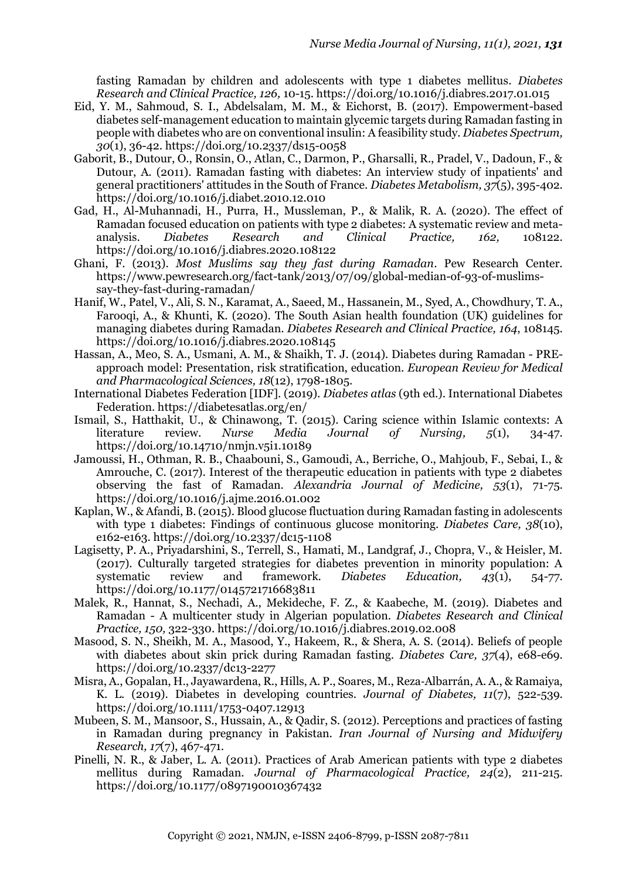fasting Ramadan by children and adolescents with type 1 diabetes mellitus. *Diabetes Research and Clinical Practice, 126,* 10-15. https://doi.org/10.1016/j.diabres.2017.01.015

Eid, Y. M., Sahmoud, S. I., Abdelsalam, M. M., & Eichorst, B. (2017). Empowerment-based diabetes self-management education to maintain glycemic targets during Ramadan fasting in people with diabetes who are on conventional insulin: A feasibility study. *Diabetes Spectrum, 30*(1), 36-42. https://doi.org/10.2337/ds15-0058

Gaborit, B., Dutour, O., Ronsin, O., Atlan, C., Darmon, P., Gharsalli, R., Pradel, V., Dadoun, F., & Dutour, A. (2011). Ramadan fasting with diabetes: An interview study of inpatients' and general practitioners' attitudes in the South of France. *Diabetes Metabolism, 37*(5), 395-402. https://doi.org/10.1016/j.diabet.2010.12.010

Gad, H., Al-Muhannadi, H., Purra, H., Mussleman, P., & Malik, R. A. (2020). The effect of Ramadan focused education on patients with type 2 diabetes: A systematic review and meta-analysis. *Diabetes Research and Clinical Practice, 162,* 108122. https://doi.org/10.1016/j.diabres.2020.108122

Ghani, F. (2013). *Most Muslims say they fast during Ramadan*. Pew Research Center. https://www.pewresearch.org/fact-tank/2013/07/09/global-median-of-93-of-muslims-say-they-fast-during-ramadan/

Hanif, W., Patel, V., Ali, S. N., Karamat, A., Saeed, M., Hassanein, M., Syed, A., Chowdhury, T. A., Farooqi, A., & Khunti, K. (2020). The South Asian health foundation (UK) guidelines for managing diabetes during Ramadan. *Diabetes Research and Clinical Practice, 164*, 108145. https://doi.org/10.1016/j.diabres.2020.108145

Hassan, A., Meo, S. A., Usmani, A. M., & Shaikh, T. J. (2014). Diabetes during Ramadan - PRE-approach model: Presentation, risk stratification, education. *European Review for Medical and Pharmacological Sciences, 18*(12), 1798-1805.

International Diabetes Federation [IDF]. (2019). *Diabetes atlas* (9th ed.). International Diabetes Federation. https://diabetesatlas.org/en/

Ismail, S., Hatthakit, U., & Chinawong, T. (2015). Caring science within Islamic contexts: A literature review. *Nurse Media Journal of Nursing, 5*(1), 34-47. https://doi.org/10.14710/nmjn.v5i1.10189

Jamoussi, H., Othman, R. B., Chaabouni, S., Gamoudi, A., Berriche, O., Mahjoub, F., Sebai, I., & Amrouche, C. (2017). Interest of the therapeutic education in patients with type 2 diabetes observing the fast of Ramadan. *Alexandria Journal of Medicine, 53*(1), 71-75. https://doi.org/10.1016/j.ajme.2016.01.002

Kaplan, W., & Afandi, B. (2015). Blood glucose fluctuation during Ramadan fasting in adolescents with type 1 diabetes: Findings of continuous glucose monitoring. *Diabetes Care, 38*(10), e162-e163. https://doi.org/10.2337/dc15-1108

Lagisetty, P. A., Priyadarshini, S., Terrell, S., Hamati, M., Landgraf, J., Chopra, V., & Heisler, M. (2017). Culturally targeted strategies for diabetes prevention in minority population: A systematic review and framework. *Diabetes Education, 43*(1), 54-77. https://doi.org/10.1177/0145721716683811

Malek, R., Hannat, S., Nechadi, A., Mekideche, F. Z., & Kaabeche, M. (2019). Diabetes and Ramadan - A multicenter study in Algerian population. *Diabetes Research and Clinical Practice, 150,* 322-330. https://doi.org/10.1016/j.diabres.2019.02.008

Masood, S. N., Sheikh, M. A., Masood, Y., Hakeem, R., & Shera, A. S. (2014). Beliefs of people with diabetes about skin prick during Ramadan fasting. *Diabetes Care, 37*(4), e68-e69. https://doi.org/10.2337/dc13-2277

Misra, A., Gopalan, H., Jayawardena, R., Hills, A. P., Soares, M., Reza-Albarrán, A. A., & Ramaiya, K. L. (2019). Diabetes in developing countries. *Journal of Diabetes, 11*(7), 522-539. https://doi.org/10.1111/1753-0407.12913

Mubeen, S. M., Mansoor, S., Hussain, A., & Qadir, S. (2012). Perceptions and practices of fasting in Ramadan during pregnancy in Pakistan. *Iran Journal of Nursing and Midwifery Research, 17*(7), 467-471.

Pinelli, N. R., & Jaber, L. A. (2011). Practices of Arab American patients with type 2 diabetes mellitus during Ramadan. *Journal of Pharmacological Practice, 24*(2), 211-215. https://doi.org/10.1177/0897190010367432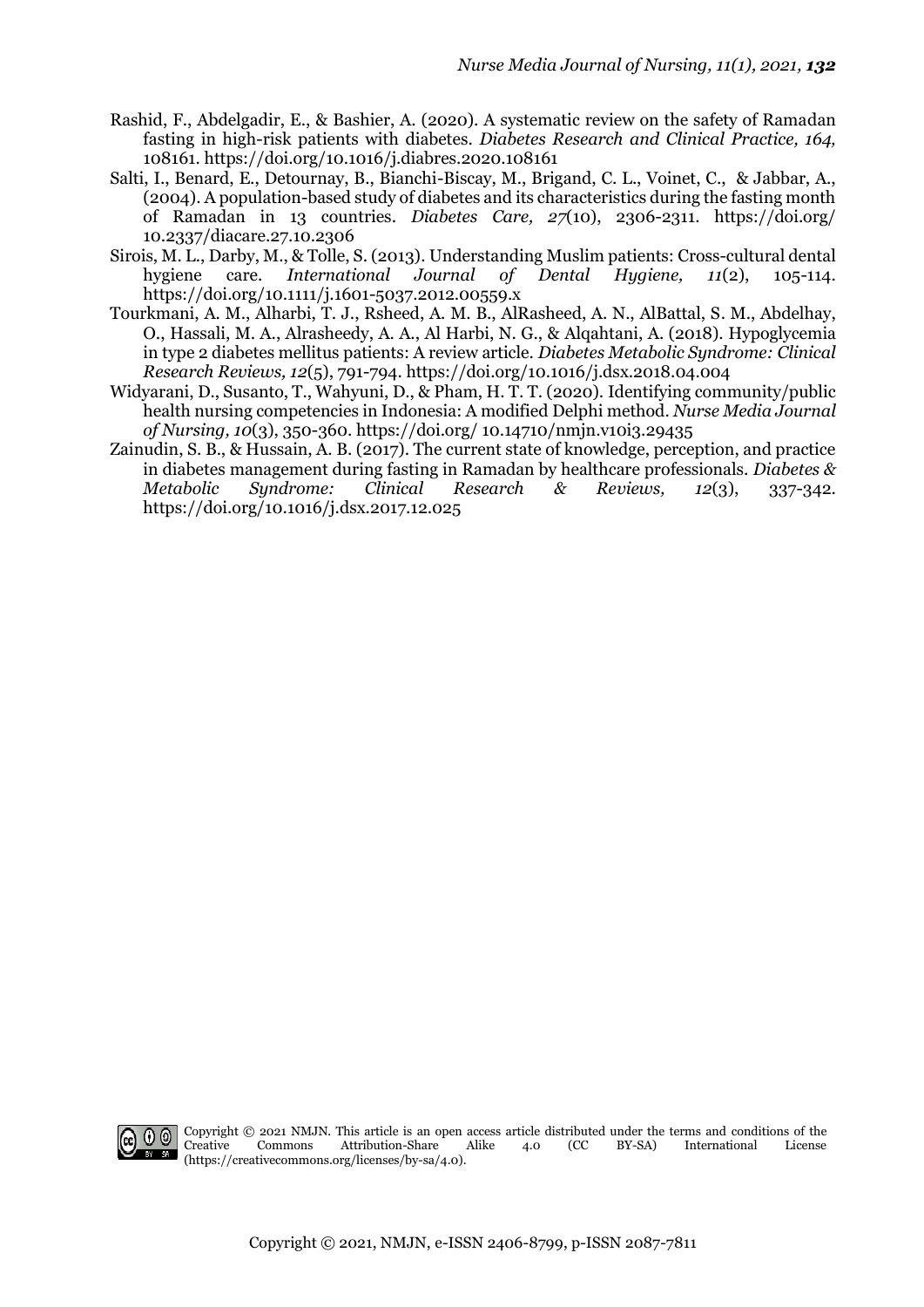Rashid, F., Abdelgadir, E., & Bashier, A. (2020). A systematic review on the safety of Ramadan fasting in high-risk patients with diabetes. *Diabetes Research and Clinical Practice, 164,* 108161. https://doi.org/10.1016/j.diabres.2020.108161

Salti, I., Benard, E., Detournay, B., Bianchi-Biscay, M., Brigand, C. L., Voinet, C., & Jabbar, A., (2004). A population-based study of diabetes and its characteristics during the fasting month of Ramadan in 13 countries. *Diabetes Care, 27*(10), 2306-2311. https://doi.org/ 10.2337/diacare.27.10.2306

Sirois, M. L., Darby, M., & Tolle, S. (2013). Understanding Muslim patients: Cross-cultural dental hygiene care. *International Journal of Dental Hygiene, 11*(2), 105-114. https://doi.org/10.1111/j.1601-5037.2012.00559.x

Tourkmani, A. M., Alharbi, T. J., Rsheed, A. M. B., AlRasheed, A. N., AlBattal, S. M., Abdelhay, O., Hassali, M. A., Alrasheedy, A. A., Al Harbi, N. G., & Alqahtani, A. (2018). Hypoglycemia in type 2 diabetes mellitus patients: A review article. *Diabetes Metabolic Syndrome: Clinical Research Reviews, 12*(5), 791-794. https://doi.org/10.1016/j.dsx.2018.04.004

Widyarani, D., Susanto, T., Wahyuni, D., & Pham, H. T. T. (2020). Identifying community/public health nursing competencies in Indonesia: A modified Delphi method. *Nurse Media Journal of Nursing, 10*(3), 350-360. https://doi.org/ 10.14710/nmjn.v10i3.29435

Zainudin, S. B., & Hussain, A. B. (2017). The current state of knowledge, perception, and practice in diabetes management during fasting in Ramadan by healthcare professionals. *Diabetes & Metabolic Syndrome: Clinical Research & Reviews, 12*(3), 337-342. https://doi.org/10.1016/j.dsx.2017.12.025

Copyright © 2021 NMJN. This article is an open access article distributed under the terms and conditions of the Creative Commons Attribution-Share Alike 4.0 (CC BY-SA) International License (https://creativecommons.org/licenses/by-sa/4.0).